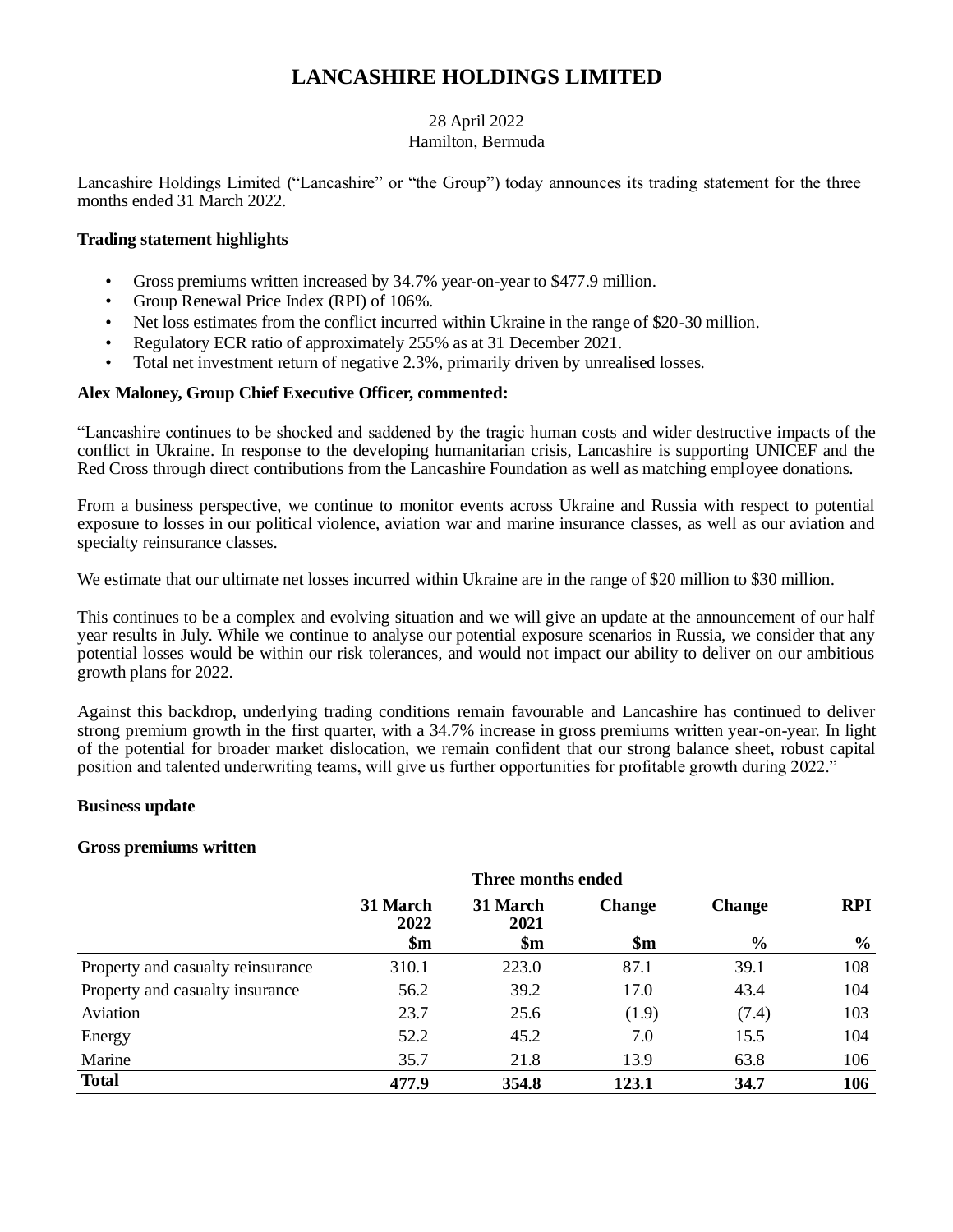# LANCASHIRE HOLDINGS LIMITED

28 April 2022
Hamilton, Bermuda

Lancashire Holdings Limited ("Lancashire" or "the Group") today announces its trading statement for the three months ended 31 March 2022.

**Trading statement highlights**

- Gross premiums written increased by 34.7% year-on-year to $477.9 million.
- Group Renewal Price Index (RPI) of 106%.
- Net loss estimates from the conflict incurred within Ukraine in the range of $20-30 million.
- Regulatory ECR ratio of approximately 255% as at 31 December 2021.
- Total net investment return of negative 2.3%, primarily driven by unrealised losses.

**Alex Maloney, Group Chief Executive Officer, commented:**

"Lancashire continues to be shocked and saddened by the tragic human costs and wider destructive impacts of the conflict in Ukraine. In response to the developing humanitarian crisis, Lancashire is supporting UNICEF and the Red Cross through direct contributions from the Lancashire Foundation as well as matching employee donations.

From a business perspective, we continue to monitor events across Ukraine and Russia with respect to potential exposure to losses in our political violence, aviation war and marine insurance classes, as well as our aviation and specialty reinsurance classes.

We estimate that our ultimate net losses incurred within Ukraine are in the range of $20 million to $30 million.

This continues to be a complex and evolving situation and we will give an update at the announcement of our half year results in July. While we continue to analyse our potential exposure scenarios in Russia, we consider that any potential losses would be within our risk tolerances, and would not impact our ability to deliver on our ambitious growth plans for 2022.

Against this backdrop, underlying trading conditions remain favourable and Lancashire has continued to deliver strong premium growth in the first quarter, with a 34.7% increase in gross premiums written year-on-year. In light of the potential for broader market dislocation, we remain confident that our strong balance sheet, robust capital position and talented underwriting teams, will give us further opportunities for profitable growth during 2022."

**Business update**

**Gross premiums written**

| | Three months ended | | | | |
|---|---|---|---|---|---|
| | 31 March 2022 | 31 March 2021 | Change | Change | RPI |
| | $m | $m | $m | % | % |
| Property and casualty reinsurance | 310.1 | 223.0 | 87.1 | 39.1 | 108 |
| Property and casualty insurance | 56.2 | 39.2 | 17.0 | 43.4 | 104 |
| Aviation | 23.7 | 25.6 | (1.9) | (7.4) | 103 |
| Energy | 52.2 | 45.2 | 7.0 | 15.5 | 104 |
| Marine | 35.7 | 21.8 | 13.9 | 63.8 | 106 |
| **Total** | **477.9** | **354.8** | **123.1** | **34.7** | **106** |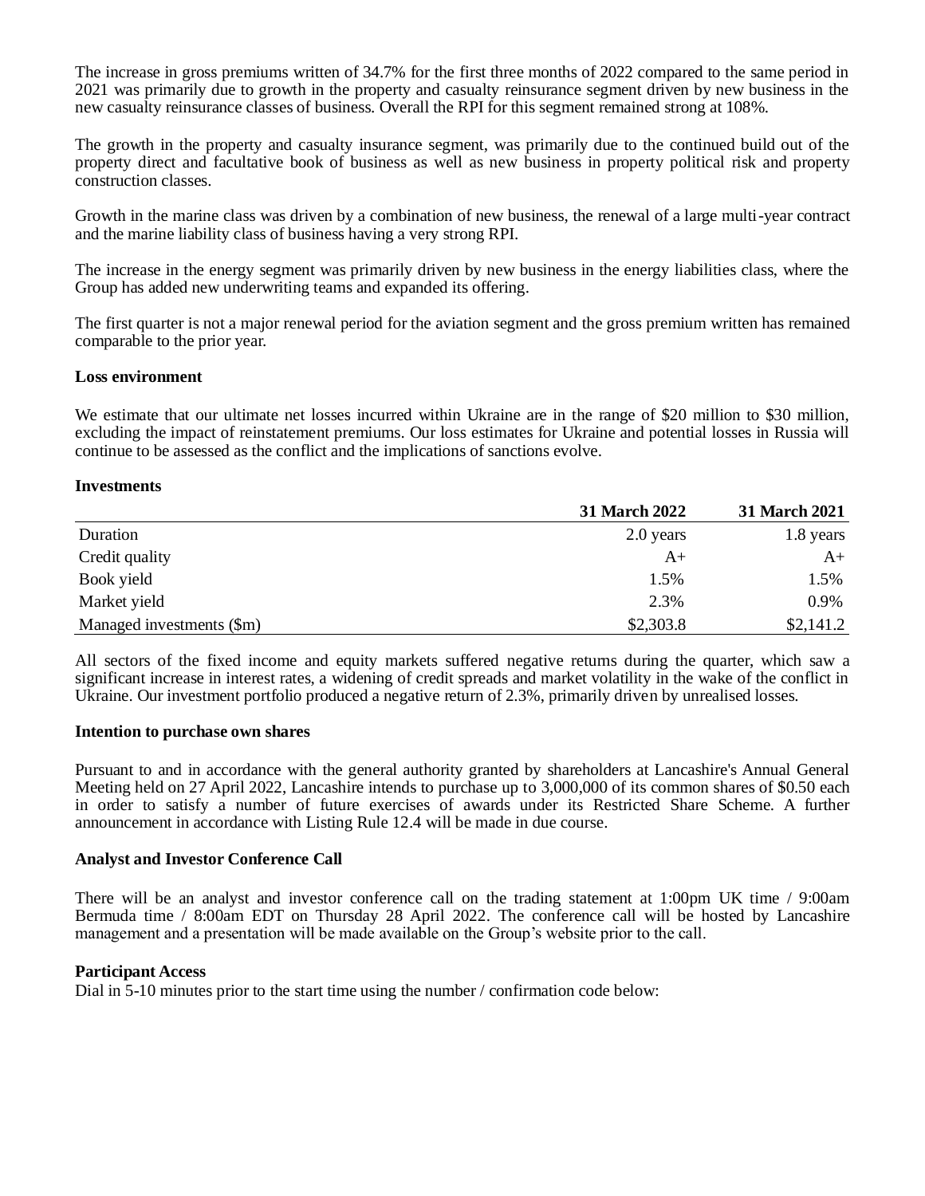The increase in gross premiums written of 34.7% for the first three months of 2022 compared to the same period in 2021 was primarily due to growth in the property and casualty reinsurance segment driven by new business in the new casualty reinsurance classes of business. Overall the RPI for this segment remained strong at 108%.

The growth in the property and casualty insurance segment, was primarily due to the continued build out of the property direct and facultative book of business as well as new business in property political risk and property construction classes.

Growth in the marine class was driven by a combination of new business, the renewal of a large multi-year contract and the marine liability class of business having a very strong RPI.

The increase in the energy segment was primarily driven by new business in the energy liabilities class, where the Group has added new underwriting teams and expanded its offering.

The first quarter is not a major renewal period for the aviation segment and the gross premium written has remained comparable to the prior year.

**Loss environment**

We estimate that our ultimate net losses incurred within Ukraine are in the range of $20 million to $30 million, excluding the impact of reinstatement premiums. Our loss estimates for Ukraine and potential losses in Russia will continue to be assessed as the conflict and the implications of sanctions evolve.

**Investments**

| | 31 March 2022 | 31 March 2021 |
|---|---|---|
| Duration | 2.0 years | 1.8 years |
| Credit quality | A+ | A+ |
| Book yield | 1.5% | 1.5% |
| Market yield | 2.3% | 0.9% |
| Managed investments ($m) | $2,303.8 | $2,141.2 |

All sectors of the fixed income and equity markets suffered negative returns during the quarter, which saw a significant increase in interest rates, a widening of credit spreads and market volatility in the wake of the conflict in Ukraine. Our investment portfolio produced a negative return of 2.3%, primarily driven by unrealised losses.

**Intention to purchase own shares**

Pursuant to and in accordance with the general authority granted by shareholders at Lancashire's Annual General Meeting held on 27 April 2022, Lancashire intends to purchase up to 3,000,000 of its common shares of $0.50 each in order to satisfy a number of future exercises of awards under its Restricted Share Scheme. A further announcement in accordance with Listing Rule 12.4 will be made in due course.

**Analyst and Investor Conference Call**

There will be an analyst and investor conference call on the trading statement at 1:00pm UK time / 9:00am Bermuda time / 8:00am EDT on Thursday 28 April 2022. The conference call will be hosted by Lancashire management and a presentation will be made available on the Group's website prior to the call.

**Participant Access**

Dial in 5-10 minutes prior to the start time using the number / confirmation code below: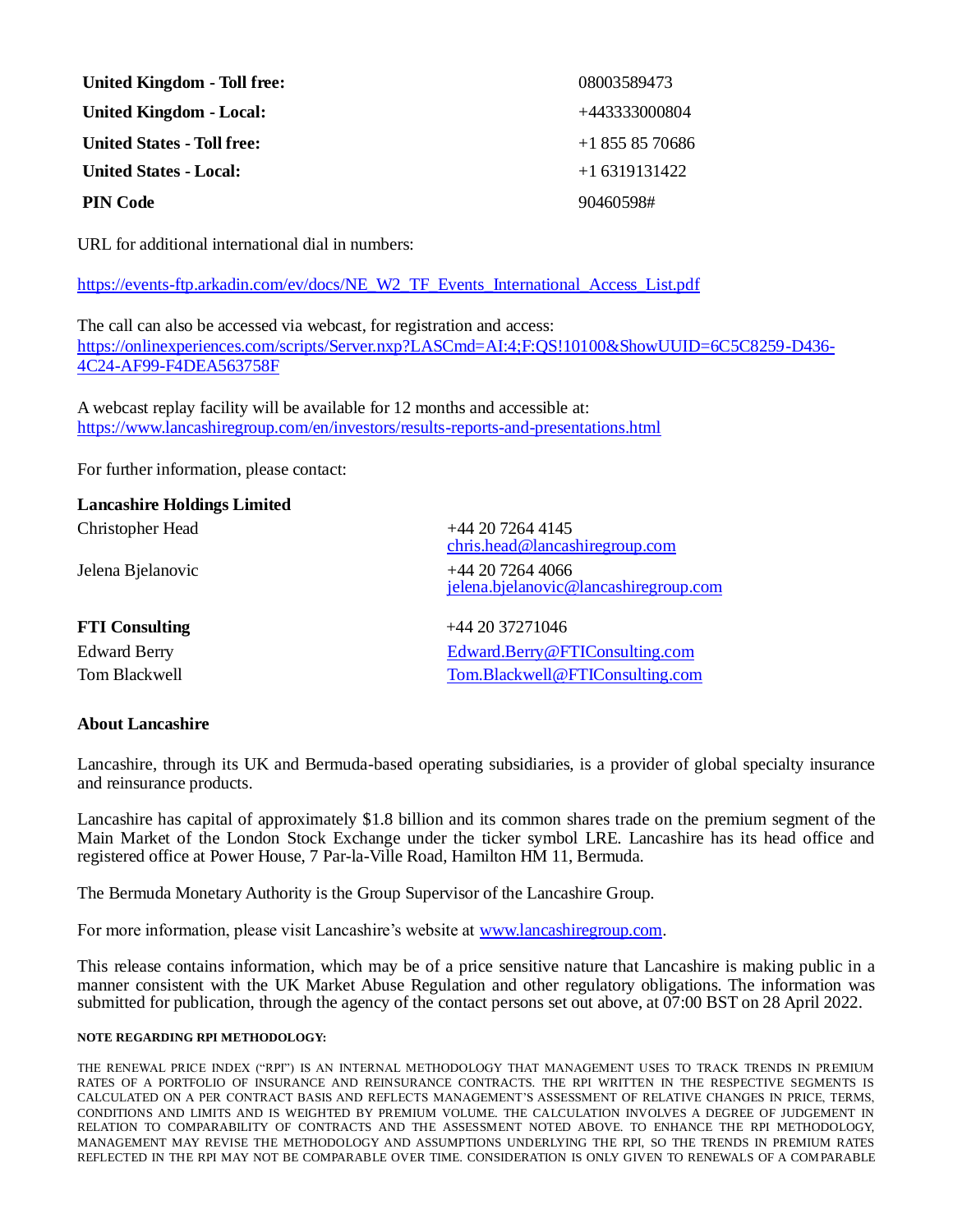| | |
|---|---|
| **United Kingdom - Toll free:** | 08003589473 |
| **United Kingdom - Local:** | +443333000804 |
| **United States - Toll free:** | +1 855 85 70686 |
| **United States - Local:** | +1 6319131422 |
| **PIN Code** | 90460598# |

URL for additional international dial in numbers:

https://events-ftp.arkadin.com/ev/docs/NE_W2_TF_Events_International_Access_List.pdf

The call can also be accessed via webcast, for registration and access: https://onlinexperiences.com/scripts/Server.nxp?LASCmd=AI:4;F:QS!10100&ShowUUID=6C5C8259-D436-4C24-AF99-F4DEA563758F

A webcast replay facility will be available for 12 months and accessible at: https://www.lancashiregroup.com/en/investors/results-reports-and-presentations.html

For further information, please contact:

**Lancashire Holdings Limited**

| | |
|---|---|
| Christopher Head | +44 20 7264 4145<br>chris.head@lancashiregroup.com |
| Jelena Bjelanovic | +44 20 7264 4066<br>jelena.bjelanovic@lancashiregroup.com |
| **FTI Consulting** | +44 20 37271046 |
| Edward Berry | Edward.Berry@FTIConsulting.com |
| Tom Blackwell | Tom.Blackwell@FTIConsulting.com |

**About Lancashire**

Lancashire, through its UK and Bermuda-based operating subsidiaries, is a provider of global specialty insurance and reinsurance products.

Lancashire has capital of approximately $1.8 billion and its common shares trade on the premium segment of the Main Market of the London Stock Exchange under the ticker symbol LRE. Lancashire has its head office and registered office at Power House, 7 Par-la-Ville Road, Hamilton HM 11, Bermuda.

The Bermuda Monetary Authority is the Group Supervisor of the Lancashire Group.

For more information, please visit Lancashire's website at www.lancashiregroup.com.

This release contains information, which may be of a price sensitive nature that Lancashire is making public in a manner consistent with the UK Market Abuse Regulation and other regulatory obligations. The information was submitted for publication, through the agency of the contact persons set out above, at 07:00 BST on 28 April 2022.

**NOTE REGARDING RPI METHODOLOGY:**

THE RENEWAL PRICE INDEX ("RPI") IS AN INTERNAL METHODOLOGY THAT MANAGEMENT USES TO TRACK TRENDS IN PREMIUM RATES OF A PORTFOLIO OF INSURANCE AND REINSURANCE CONTRACTS. THE RPI WRITTEN IN THE RESPECTIVE SEGMENTS IS CALCULATED ON A PER CONTRACT BASIS AND REFLECTS MANAGEMENT'S ASSESSMENT OF RELATIVE CHANGES IN PRICE, TERMS, CONDITIONS AND LIMITS AND IS WEIGHTED BY PREMIUM VOLUME. THE CALCULATION INVOLVES A DEGREE OF JUDGEMENT IN RELATION TO COMPARABILITY OF CONTRACTS AND THE ASSESSMENT NOTED ABOVE. TO ENHANCE THE RPI METHODOLOGY, MANAGEMENT MAY REVISE THE METHODOLOGY AND ASSUMPTIONS UNDERLYING THE RPI, SO THE TRENDS IN PREMIUM RATES REFLECTED IN THE RPI MAY NOT BE COMPARABLE OVER TIME. CONSIDERATION IS ONLY GIVEN TO RENEWALS OF A COMPARABLE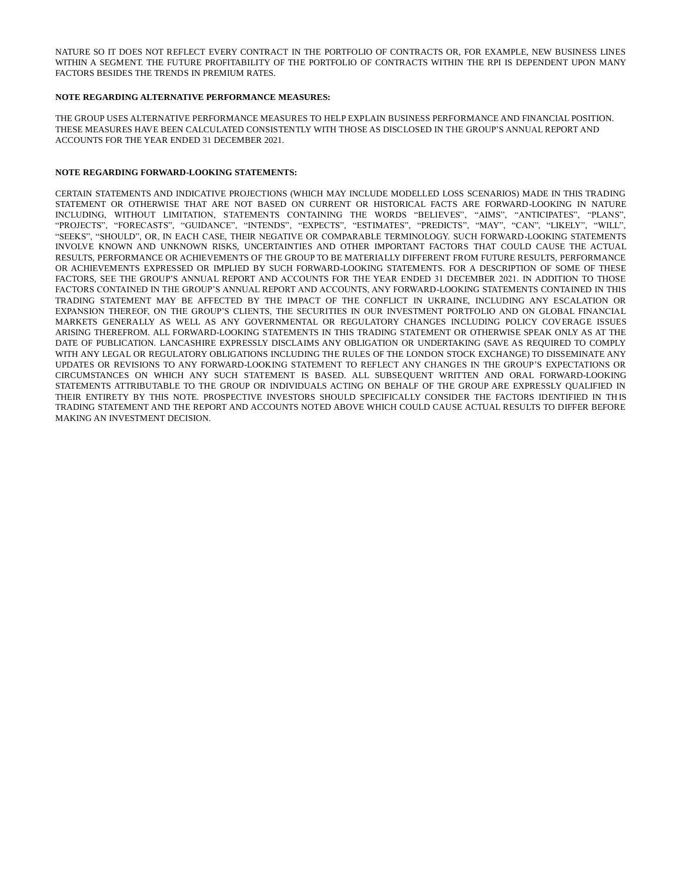NATURE SO IT DOES NOT REFLECT EVERY CONTRACT IN THE PORTFOLIO OF CONTRACTS OR, FOR EXAMPLE, NEW BUSINESS LINES WITHIN A SEGMENT. THE FUTURE PROFITABILITY OF THE PORTFOLIO OF CONTRACTS WITHIN THE RPI IS DEPENDENT UPON MANY FACTORS BESIDES THE TRENDS IN PREMIUM RATES.

**NOTE REGARDING ALTERNATIVE PERFORMANCE MEASURES:**

THE GROUP USES ALTERNATIVE PERFORMANCE MEASURES TO HELP EXPLAIN BUSINESS PERFORMANCE AND FINANCIAL POSITION. THESE MEASURES HAVE BEEN CALCULATED CONSISTENTLY WITH THOSE AS DISCLOSED IN THE GROUP'S ANNUAL REPORT AND ACCOUNTS FOR THE YEAR ENDED 31 DECEMBER 2021.

**NOTE REGARDING FORWARD-LOOKING STATEMENTS:**

CERTAIN STATEMENTS AND INDICATIVE PROJECTIONS (WHICH MAY INCLUDE MODELLED LOSS SCENARIOS) MADE IN THIS TRADING STATEMENT OR OTHERWISE THAT ARE NOT BASED ON CURRENT OR HISTORICAL FACTS ARE FORWARD-LOOKING IN NATURE INCLUDING, WITHOUT LIMITATION, STATEMENTS CONTAINING THE WORDS "BELIEVES", "AIMS", "ANTICIPATES", "PLANS", "PROJECTS", "FORECASTS", "GUIDANCE", "INTENDS", "EXPECTS", "ESTIMATES", "PREDICTS", "MAY", "CAN", "LIKELY", "WILL", "SEEKS", "SHOULD", OR, IN EACH CASE, THEIR NEGATIVE OR COMPARABLE TERMINOLOGY. SUCH FORWARD-LOOKING STATEMENTS INVOLVE KNOWN AND UNKNOWN RISKS, UNCERTAINTIES AND OTHER IMPORTANT FACTORS THAT COULD CAUSE THE ACTUAL RESULTS, PERFORMANCE OR ACHIEVEMENTS OF THE GROUP TO BE MATERIALLY DIFFERENT FROM FUTURE RESULTS, PERFORMANCE OR ACHIEVEMENTS EXPRESSED OR IMPLIED BY SUCH FORWARD-LOOKING STATEMENTS. FOR A DESCRIPTION OF SOME OF THESE FACTORS, SEE THE GROUP'S ANNUAL REPORT AND ACCOUNTS FOR THE YEAR ENDED 31 DECEMBER 2021. IN ADDITION TO THOSE FACTORS CONTAINED IN THE GROUP'S ANNUAL REPORT AND ACCOUNTS, ANY FORWARD-LOOKING STATEMENTS CONTAINED IN THIS TRADING STATEMENT MAY BE AFFECTED BY THE IMPACT OF THE CONFLICT IN UKRAINE, INCLUDING ANY ESCALATION OR EXPANSION THEREOF, ON THE GROUP'S CLIENTS, THE SECURITIES IN OUR INVESTMENT PORTFOLIO AND ON GLOBAL FINANCIAL MARKETS GENERALLY AS WELL AS ANY GOVERNMENTAL OR REGULATORY CHANGES INCLUDING POLICY COVERAGE ISSUES ARISING THEREFROM. ALL FORWARD-LOOKING STATEMENTS IN THIS TRADING STATEMENT OR OTHERWISE SPEAK ONLY AS AT THE DATE OF PUBLICATION. LANCASHIRE EXPRESSLY DISCLAIMS ANY OBLIGATION OR UNDERTAKING (SAVE AS REQUIRED TO COMPLY WITH ANY LEGAL OR REGULATORY OBLIGATIONS INCLUDING THE RULES OF THE LONDON STOCK EXCHANGE) TO DISSEMINATE ANY UPDATES OR REVISIONS TO ANY FORWARD-LOOKING STATEMENT TO REFLECT ANY CHANGES IN THE GROUP'S EXPECTATIONS OR CIRCUMSTANCES ON WHICH ANY SUCH STATEMENT IS BASED. ALL SUBSEQUENT WRITTEN AND ORAL FORWARD-LOOKING STATEMENTS ATTRIBUTABLE TO THE GROUP OR INDIVIDUALS ACTING ON BEHALF OF THE GROUP ARE EXPRESSLY QUALIFIED IN THEIR ENTIRETY BY THIS NOTE. PROSPECTIVE INVESTORS SHOULD SPECIFICALLY CONSIDER THE FACTORS IDENTIFIED IN THIS TRADING STATEMENT AND THE REPORT AND ACCOUNTS NOTED ABOVE WHICH COULD CAUSE ACTUAL RESULTS TO DIFFER BEFORE MAKING AN INVESTMENT DECISION.